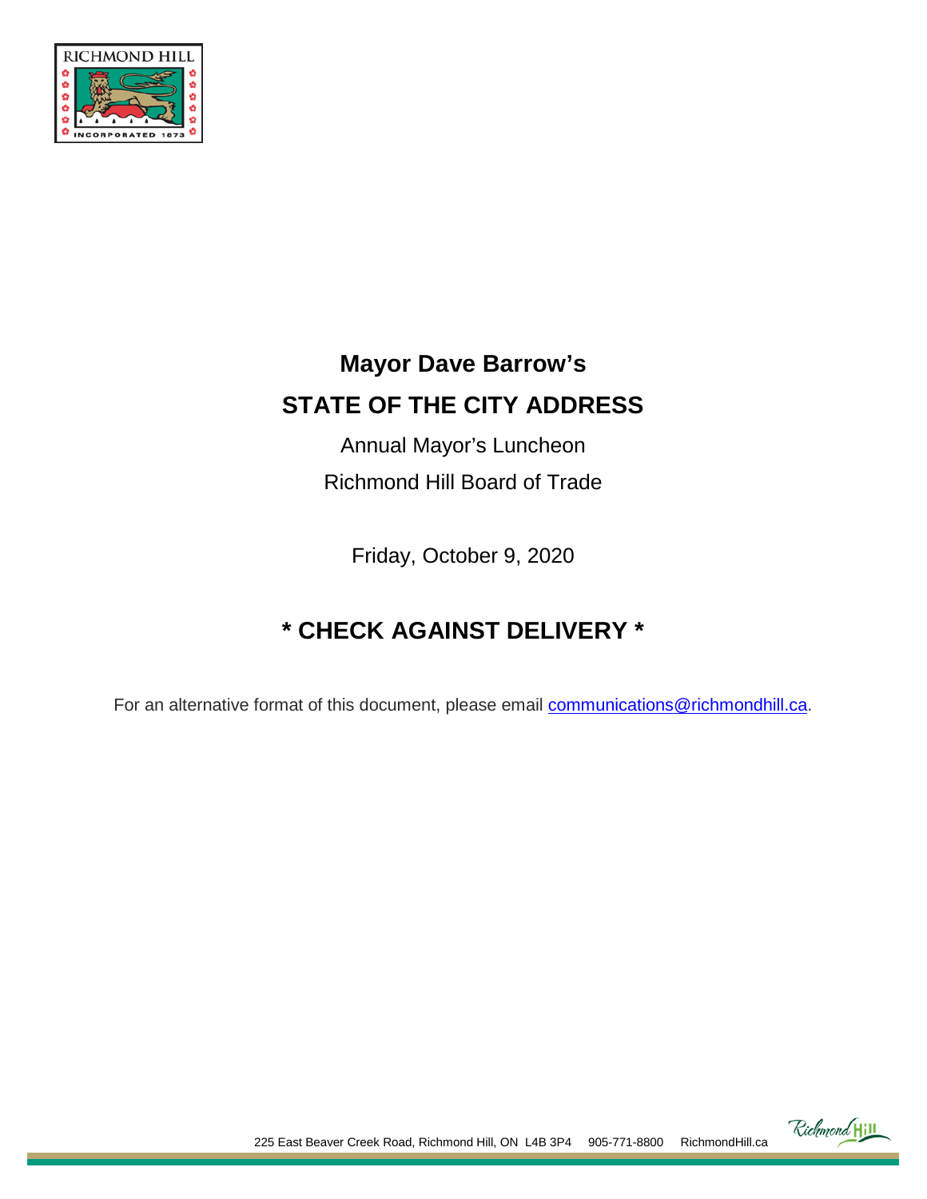# Mayor Dave Barrow's

# STATE OF THE CITY ADDRESS

Annual Mayor's Luncheon

Richmond Hill Board of Trade

Friday, October 9, 2020

## * CHECK AGAINST DELIVERY *

For an alternative format of this document, please email communications@richmondhill.ca.

225 East Beaver Creek Road, Richmond Hill, ON L4B 3P4 905-771-8800 RichmondHill.ca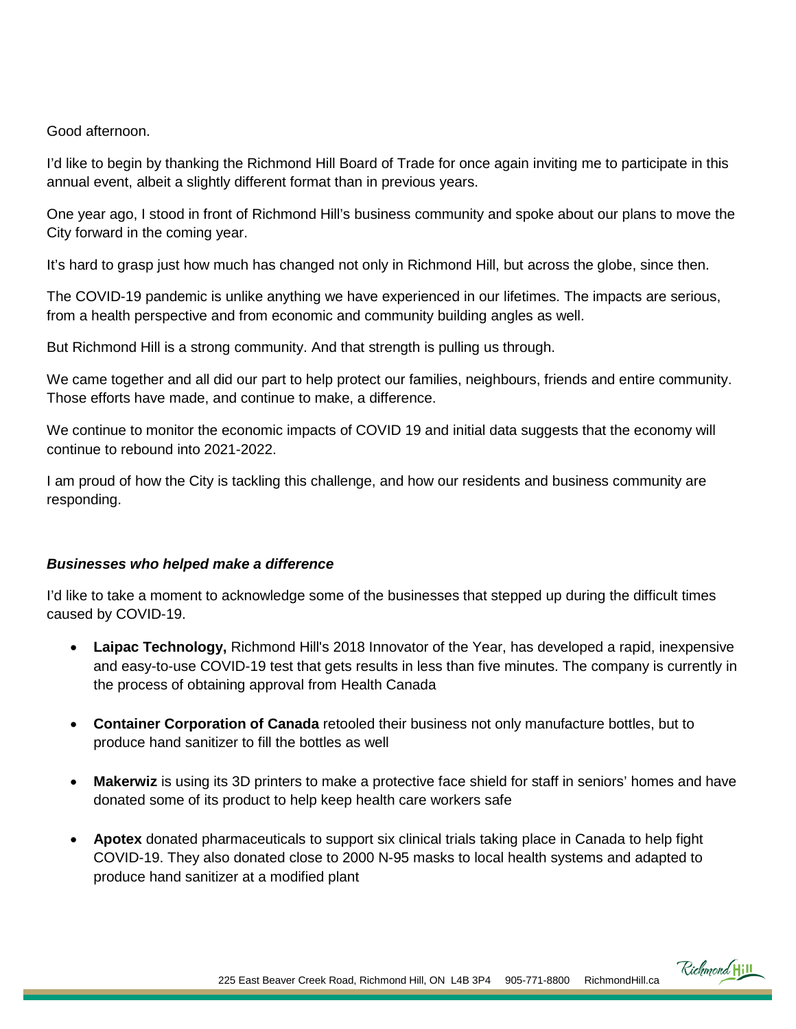Good afternoon.

I'd like to begin by thanking the Richmond Hill Board of Trade for once again inviting me to participate in this annual event, albeit a slightly different format than in previous years.

One year ago, I stood in front of Richmond Hill's business community and spoke about our plans to move the City forward in the coming year.

It's hard to grasp just how much has changed not only in Richmond Hill, but across the globe, since then.

The COVID-19 pandemic is unlike anything we have experienced in our lifetimes. The impacts are serious, from a health perspective and from economic and community building angles as well.

But Richmond Hill is a strong community. And that strength is pulling us through.

We came together and all did our part to help protect our families, neighbours, friends and entire community. Those efforts have made, and continue to make, a difference.

We continue to monitor the economic impacts of COVID 19 and initial data suggests that the economy will continue to rebound into 2021-2022.

I am proud of how the City is tackling this challenge, and how our residents and business community are responding.

### ***Businesses who helped make a difference***

I'd like to take a moment to acknowledge some of the businesses that stepped up during the difficult times caused by COVID-19.

- **Laipac Technology,** Richmond Hill's 2018 Innovator of the Year, has developed a rapid, inexpensive and easy-to-use COVID-19 test that gets results in less than five minutes. The company is currently in the process of obtaining approval from Health Canada
- **Container Corporation of Canada** retooled their business not only manufacture bottles, but to produce hand sanitizer to fill the bottles as well
- **Makerwiz** is using its 3D printers to make a protective face shield for staff in seniors' homes and have donated some of its product to help keep health care workers safe
- **Apotex** donated pharmaceuticals to support six clinical trials taking place in Canada to help fight COVID-19. They also donated close to 2000 N-95 masks to local health systems and adapted to produce hand sanitizer at a modified plant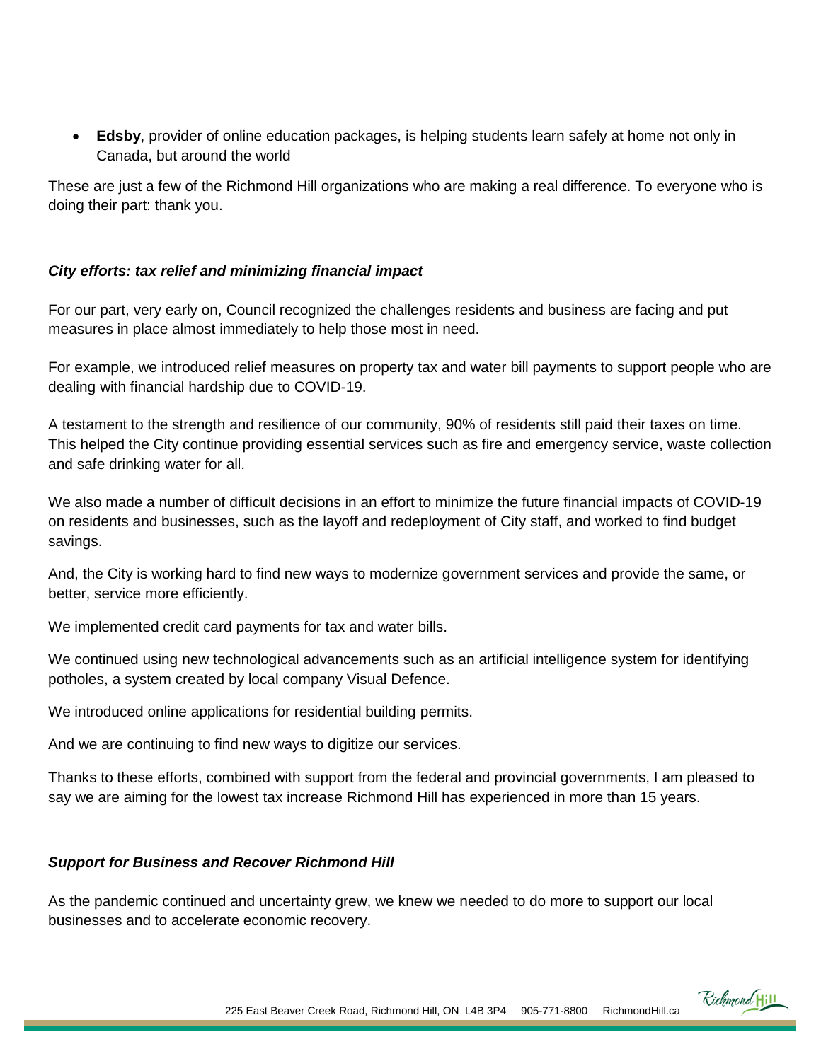- **Edsby**, provider of online education packages, is helping students learn safely at home not only in Canada, but around the world

These are just a few of the Richmond Hill organizations who are making a real difference. To everyone who is doing their part: thank you.

### *City efforts: tax relief and minimizing financial impact*

For our part, very early on, Council recognized the challenges residents and business are facing and put measures in place almost immediately to help those most in need.

For example, we introduced relief measures on property tax and water bill payments to support people who are dealing with financial hardship due to COVID-19.

A testament to the strength and resilience of our community, 90% of residents still paid their taxes on time. This helped the City continue providing essential services such as fire and emergency service, waste collection and safe drinking water for all.

We also made a number of difficult decisions in an effort to minimize the future financial impacts of COVID-19 on residents and businesses, such as the layoff and redeployment of City staff, and worked to find budget savings.

And, the City is working hard to find new ways to modernize government services and provide the same, or better, service more efficiently.

We implemented credit card payments for tax and water bills.

We continued using new technological advancements such as an artificial intelligence system for identifying potholes, a system created by local company Visual Defence.

We introduced online applications for residential building permits.

And we are continuing to find new ways to digitize our services.

Thanks to these efforts, combined with support from the federal and provincial governments, I am pleased to say we are aiming for the lowest tax increase Richmond Hill has experienced in more than 15 years.

### *Support for Business and Recover Richmond Hill*

As the pandemic continued and uncertainty grew, we knew we needed to do more to support our local businesses and to accelerate economic recovery.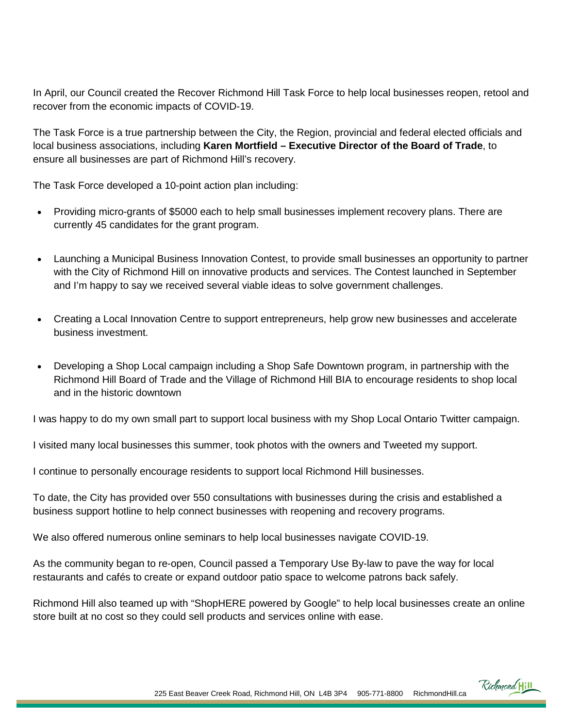In April, our Council created the Recover Richmond Hill Task Force to help local businesses reopen, retool and recover from the economic impacts of COVID-19.

The Task Force is a true partnership between the City, the Region, provincial and federal elected officials and local business associations, including **Karen Mortfield – Executive Director of the Board of Trade**, to ensure all businesses are part of Richmond Hill's recovery.

The Task Force developed a 10-point action plan including:

- Providing micro-grants of $5000 each to help small businesses implement recovery plans. There are currently 45 candidates for the grant program.

- Launching a Municipal Business Innovation Contest, to provide small businesses an opportunity to partner with the City of Richmond Hill on innovative products and services. The Contest launched in September and I'm happy to say we received several viable ideas to solve government challenges.

- Creating a Local Innovation Centre to support entrepreneurs, help grow new businesses and accelerate business investment.

- Developing a Shop Local campaign including a Shop Safe Downtown program, in partnership with the Richmond Hill Board of Trade and the Village of Richmond Hill BIA to encourage residents to shop local and in the historic downtown

I was happy to do my own small part to support local business with my Shop Local Ontario Twitter campaign.

I visited many local businesses this summer, took photos with the owners and Tweeted my support.

I continue to personally encourage residents to support local Richmond Hill businesses.

To date, the City has provided over 550 consultations with businesses during the crisis and established a business support hotline to help connect businesses with reopening and recovery programs.

We also offered numerous online seminars to help local businesses navigate COVID-19.

As the community began to re-open, Council passed a Temporary Use By-law to pave the way for local restaurants and cafés to create or expand outdoor patio space to welcome patrons back safely.

Richmond Hill also teamed up with "ShopHERE powered by Google" to help local businesses create an online store built at no cost so they could sell products and services online with ease.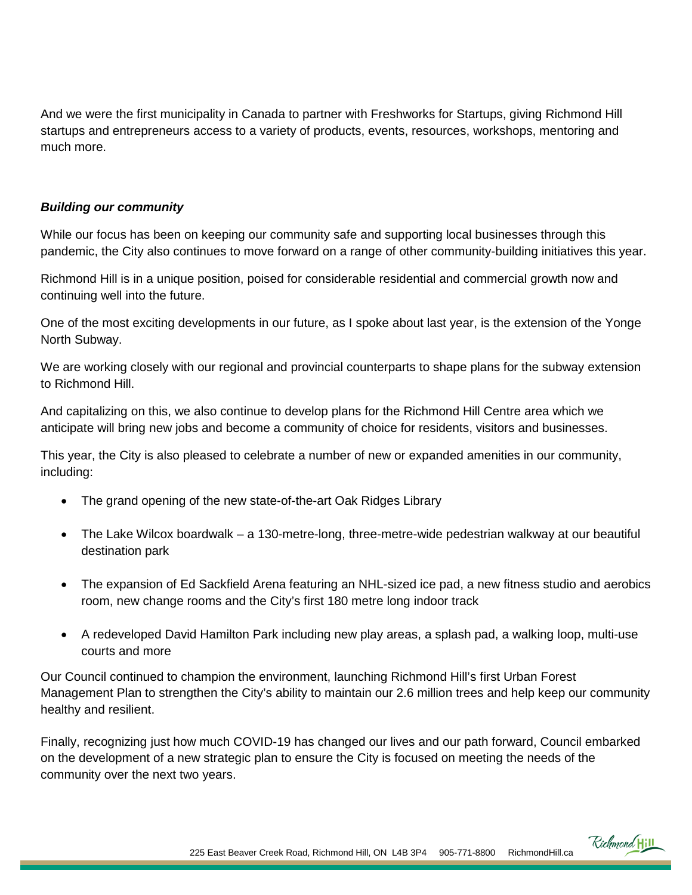And we were the first municipality in Canada to partner with Freshworks for Startups, giving Richmond Hill startups and entrepreneurs access to a variety of products, events, resources, workshops, mentoring and much more.

***Building our community***

While our focus has been on keeping our community safe and supporting local businesses through this pandemic, the City also continues to move forward on a range of other community-building initiatives this year.

Richmond Hill is in a unique position, poised for considerable residential and commercial growth now and continuing well into the future.

One of the most exciting developments in our future, as I spoke about last year, is the extension of the Yonge North Subway.

We are working closely with our regional and provincial counterparts to shape plans for the subway extension to Richmond Hill.

And capitalizing on this, we also continue to develop plans for the Richmond Hill Centre area which we anticipate will bring new jobs and become a community of choice for residents, visitors and businesses.

This year, the City is also pleased to celebrate a number of new or expanded amenities in our community, including:

- The grand opening of the new state-of-the-art Oak Ridges Library
- The Lake Wilcox boardwalk – a 130-metre-long, three-metre-wide pedestrian walkway at our beautiful destination park
- The expansion of Ed Sackfield Arena featuring an NHL-sized ice pad, a new fitness studio and aerobics room, new change rooms and the City's first 180 metre long indoor track
- A redeveloped David Hamilton Park including new play areas, a splash pad, a walking loop, multi-use courts and more

Our Council continued to champion the environment, launching Richmond Hill's first Urban Forest Management Plan to strengthen the City's ability to maintain our 2.6 million trees and help keep our community healthy and resilient.

Finally, recognizing just how much COVID-19 has changed our lives and our path forward, Council embarked on the development of a new strategic plan to ensure the City is focused on meeting the needs of the community over the next two years.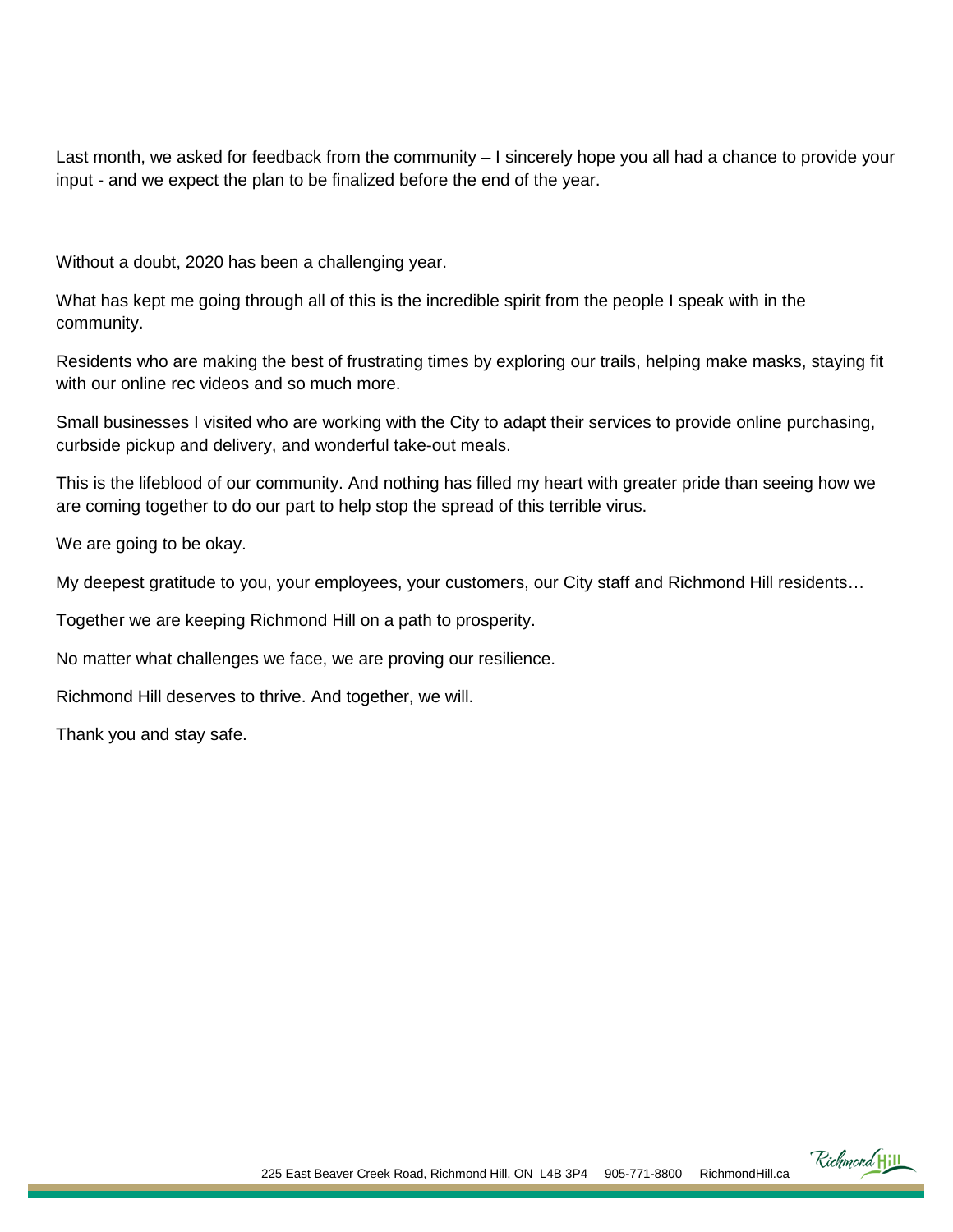Last month, we asked for feedback from the community – I sincerely hope you all had a chance to provide your input - and we expect the plan to be finalized before the end of the year.

Without a doubt, 2020 has been a challenging year.

What has kept me going through all of this is the incredible spirit from the people I speak with in the community.

Residents who are making the best of frustrating times by exploring our trails, helping make masks, staying fit with our online rec videos and so much more.

Small businesses I visited who are working with the City to adapt their services to provide online purchasing, curbside pickup and delivery, and wonderful take-out meals.

This is the lifeblood of our community. And nothing has filled my heart with greater pride than seeing how we are coming together to do our part to help stop the spread of this terrible virus.

We are going to be okay.

My deepest gratitude to you, your employees, your customers, our City staff and Richmond Hill residents…

Together we are keeping Richmond Hill on a path to prosperity.

No matter what challenges we face, we are proving our resilience.

Richmond Hill deserves to thrive. And together, we will.

Thank you and stay safe.